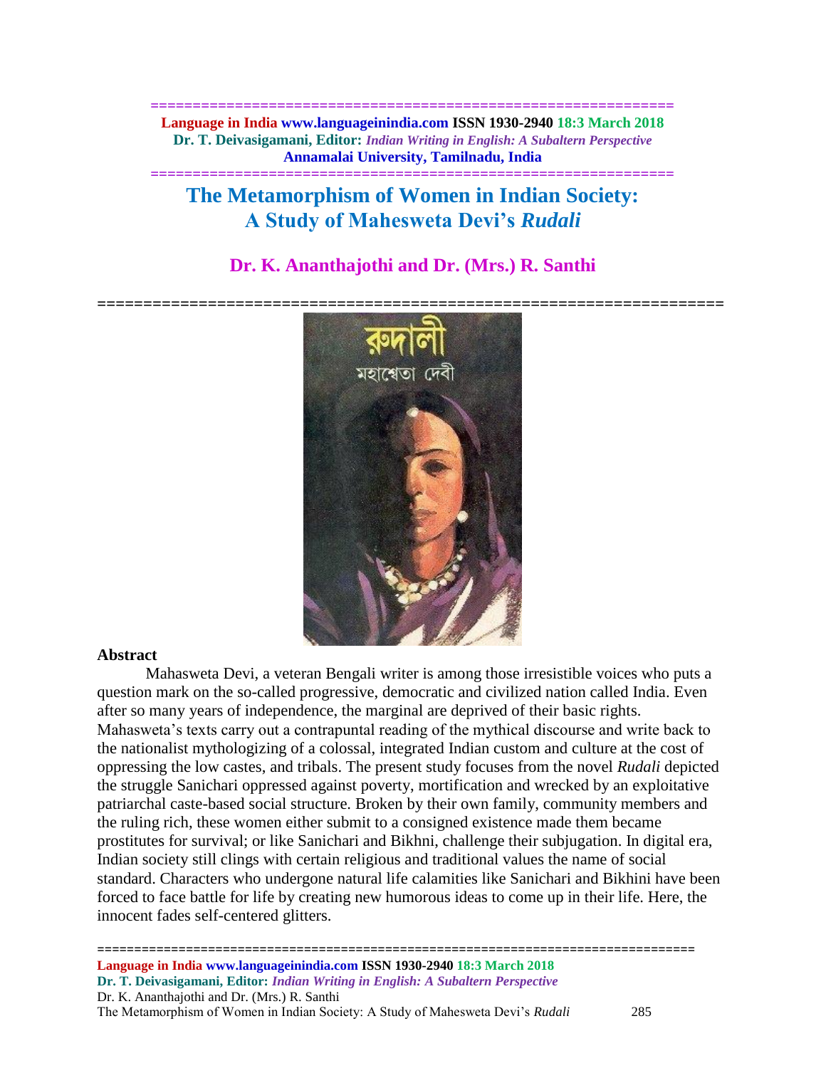# The Metamorphism of Women in Indian Society: A Study of Mahesweta Devi's *Rudali*

## Dr. K. Ananthajothi and Dr. (Mrs.) R. Santhi

### Abstract

Mahasweta Devi, a veteran Bengali writer is among those irresistible voices who puts a question mark on the so-called progressive, democratic and civilized nation called India. Even after so many years of independence, the marginal are deprived of their basic rights. Mahasweta's texts carry out a contrapuntal reading of the mythical discourse and write back to the nationalist mythologizing of a colossal, integrated Indian custom and culture at the cost of oppressing the low castes, and tribals. The present study focuses from the novel *Rudali* depicted the struggle Sanichari oppressed against poverty, mortification and wrecked by an exploitative patriarchal caste-based social structure. Broken by their own family, community members and the ruling rich, these women either submit to a consigned existence made them became prostitutes for survival; or like Sanichari and Bikhni, challenge their subjugation. In digital era, Indian society still clings with certain religious and traditional values the name of social standard. Characters who undergone natural life calamities like Sanichari and Bikhini have been forced to face battle for life by creating new humorous ideas to come up in their life. Here, the innocent fades self-centered glitters.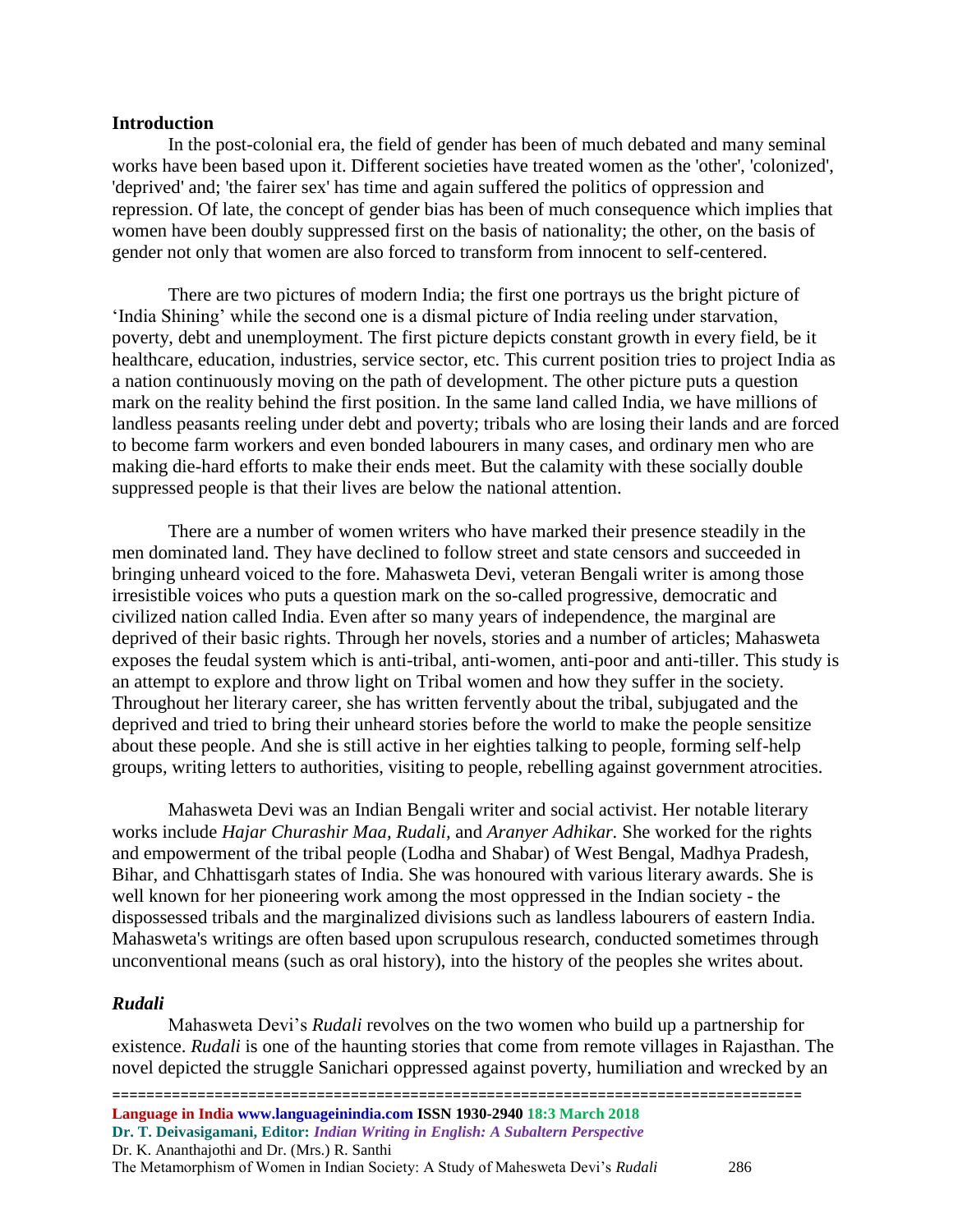## Introduction

In the post-colonial era, the field of gender has been of much debated and many seminal works have been based upon it. Different societies have treated women as the 'other', 'colonized', 'deprived' and; 'the fairer sex' has time and again suffered the politics of oppression and repression. Of late, the concept of gender bias has been of much consequence which implies that women have been doubly suppressed first on the basis of nationality; the other, on the basis of gender not only that women are also forced to transform from innocent to self-centered.

There are two pictures of modern India; the first one portrays us the bright picture of 'India Shining' while the second one is a dismal picture of India reeling under starvation, poverty, debt and unemployment. The first picture depicts constant growth in every field, be it healthcare, education, industries, service sector, etc. This current position tries to project India as a nation continuously moving on the path of development. The other picture puts a question mark on the reality behind the first position. In the same land called India, we have millions of landless peasants reeling under debt and poverty; tribals who are losing their lands and are forced to become farm workers and even bonded labourers in many cases, and ordinary men who are making die-hard efforts to make their ends meet. But the calamity with these socially double suppressed people is that their lives are below the national attention.

There are a number of women writers who have marked their presence steadily in the men dominated land. They have declined to follow street and state censors and succeeded in bringing unheard voiced to the fore. Mahasweta Devi, veteran Bengali writer is among those irresistible voices who puts a question mark on the so-called progressive, democratic and civilized nation called India. Even after so many years of independence, the marginal are deprived of their basic rights. Through her novels, stories and a number of articles; Mahasweta exposes the feudal system which is anti-tribal, anti-women, anti-poor and anti-tiller. This study is an attempt to explore and throw light on Tribal women and how they suffer in the society. Throughout her literary career, she has written fervently about the tribal, subjugated and the deprived and tried to bring their unheard stories before the world to make the people sensitize about these people. And she is still active in her eighties talking to people, forming self-help groups, writing letters to authorities, visiting to people, rebelling against government atrocities.

Mahasweta Devi was an Indian Bengali writer and social activist. Her notable literary works include *Hajar Churashir Maa*, *Rudali*, and *Aranyer Adhikar.* She worked for the rights and empowerment of the tribal people (Lodha and Shabar) of West Bengal, Madhya Pradesh, Bihar, and Chhattisgarh states of India. She was honoured with various literary awards. She is well known for her pioneering work among the most oppressed in the Indian society - the dispossessed tribals and the marginalized divisions such as landless labourers of eastern India. Mahasweta's writings are often based upon scrupulous research, conducted sometimes through unconventional means (such as oral history), into the history of the peoples she writes about.

## *Rudali*

Mahasweta Devi's *Rudali* revolves on the two women who build up a partnership for existence. *Rudali* is one of the haunting stories that come from remote villages in Rajasthan. The novel depicted the struggle Sanichari oppressed against poverty, humiliation and wrecked by an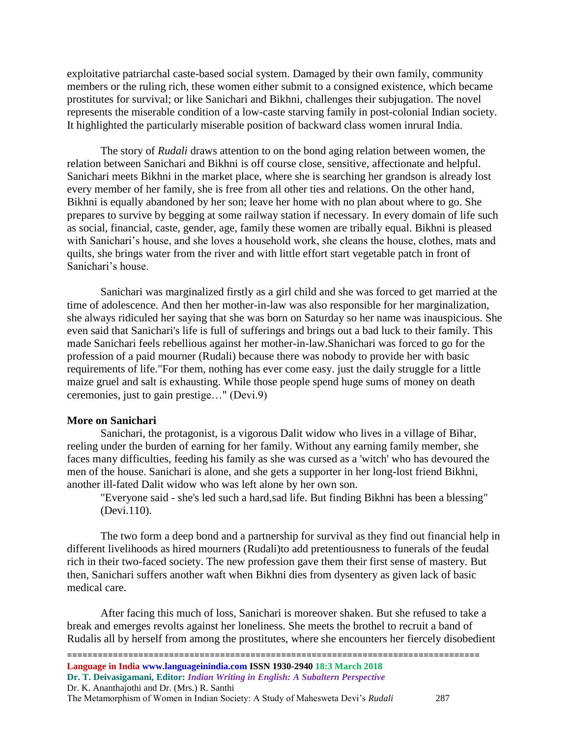exploitative patriarchal caste-based social system. Damaged by their own family, community members or the ruling rich, these women either submit to a consigned existence, which became prostitutes for survival; or like Sanichari and Bikhni, challenges their subjugation. The novel represents the miserable condition of a low-caste starving family in post-colonial Indian society. It highlighted the particularly miserable position of backward class women inrural India.

The story of *Rudali* draws attention to on the bond aging relation between women, the relation between Sanichari and Bikhni is off course close, sensitive, affectionate and helpful. Sanichari meets Bikhni in the market place, where she is searching her grandson is already lost every member of her family, she is free from all other ties and relations. On the other hand, Bikhni is equally abandoned by her son; leave her home with no plan about where to go. She prepares to survive by begging at some railway station if necessary. In every domain of life such as social, financial, caste, gender, age, family these women are tribally equal. Bikhni is pleased with Sanichari's house, and she loves a household work, she cleans the house, clothes, mats and quilts, she brings water from the river and with little effort start vegetable patch in front of Sanichari's house.

Sanichari was marginalized firstly as a girl child and she was forced to get married at the time of adolescence. And then her mother-in-law was also responsible for her marginalization, she always ridiculed her saying that she was born on Saturday so her name was inauspicious. She even said that Sanichari's life is full of sufferings and brings out a bad luck to their family. This made Sanichari feels rebellious against her mother-in-law.Shanichari was forced to go for the profession of a paid mourner (Rudali) because there was nobody to provide her with basic requirements of life."For them, nothing has ever come easy. just the daily struggle for a little maize gruel and salt is exhausting. While those people spend huge sums of money on death ceremonies, just to gain prestige…" (Devi.9)

**More on Sanichari**

Sanichari, the protagonist, is a vigorous Dalit widow who lives in a village of Bihar, reeling under the burden of earning for her family. Without any earning family member, she faces many difficulties, feeding his family as she was cursed as a 'witch' who has devoured the men of the house. Sanichari is alone, and she gets a supporter in her long-lost friend Bikhni, another ill-fated Dalit widow who was left alone by her own son.

> "Everyone said - she's led such a hard,sad life. But finding Bikhni has been a blessing" (Devi.110).

The two form a deep bond and a partnership for survival as they find out financial help in different livelihoods as hired mourners (Rudali)to add pretentiousness to funerals of the feudal rich in their two-faced society. The new profession gave them their first sense of mastery. But then, Sanichari suffers another waft when Bikhni dies from dysentery as given lack of basic medical care.

After facing this much of loss, Sanichari is moreover shaken. But she refused to take a break and emerges revolts against her loneliness. She meets the brothel to recruit a band of Rudalis all by herself from among the prostitutes, where she encounters her fiercely disobedient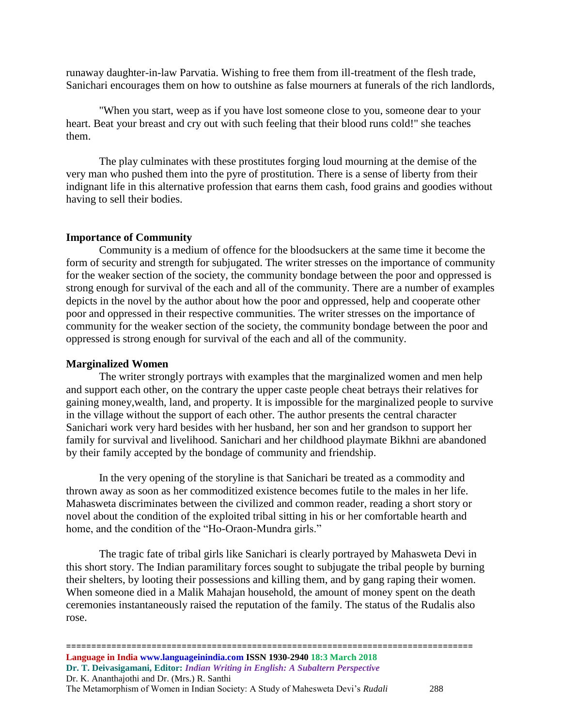runaway daughter-in-law Parvatia. Wishing to free them from ill-treatment of the flesh trade, Sanichari encourages them on how to outshine as false mourners at funerals of the rich landlords,

"When you start, weep as if you have lost someone close to you, someone dear to your heart. Beat your breast and cry out with such feeling that their blood runs cold!" she teaches them.

The play culminates with these prostitutes forging loud mourning at the demise of the very man who pushed them into the pyre of prostitution. There is a sense of liberty from their indignant life in this alternative profession that earns them cash, food grains and goodies without having to sell their bodies.

**Importance of Community**

Community is a medium of offence for the bloodsuckers at the same time it become the form of security and strength for subjugated. The writer stresses on the importance of community for the weaker section of the society, the community bondage between the poor and oppressed is strong enough for survival of the each and all of the community. There are a number of examples depicts in the novel by the author about how the poor and oppressed, help and cooperate other poor and oppressed in their respective communities. The writer stresses on the importance of community for the weaker section of the society, the community bondage between the poor and oppressed is strong enough for survival of the each and all of the community.

**Marginalized Women**

The writer strongly portrays with examples that the marginalized women and men help and support each other, on the contrary the upper caste people cheat betrays their relatives for gaining money,wealth, land, and property. It is impossible for the marginalized people to survive in the village without the support of each other. The author presents the central character Sanichari work very hard besides with her husband, her son and her grandson to support her family for survival and livelihood. Sanichari and her childhood playmate Bikhni are abandoned by their family accepted by the bondage of community and friendship.

In the very opening of the storyline is that Sanichari be treated as a commodity and thrown away as soon as her commoditized existence becomes futile to the males in her life. Mahasweta discriminates between the civilized and common reader, reading a short story or novel about the condition of the exploited tribal sitting in his or her comfortable hearth and home, and the condition of the "Ho-Oraon-Mundra girls."

The tragic fate of tribal girls like Sanichari is clearly portrayed by Mahasweta Devi in this short story. The Indian paramilitary forces sought to subjugate the tribal people by burning their shelters, by looting their possessions and killing them, and by gang raping their women. When someone died in a Malik Mahajan household, the amount of money spent on the death ceremonies instantaneously raised the reputation of the family. The status of the Rudalis also rose.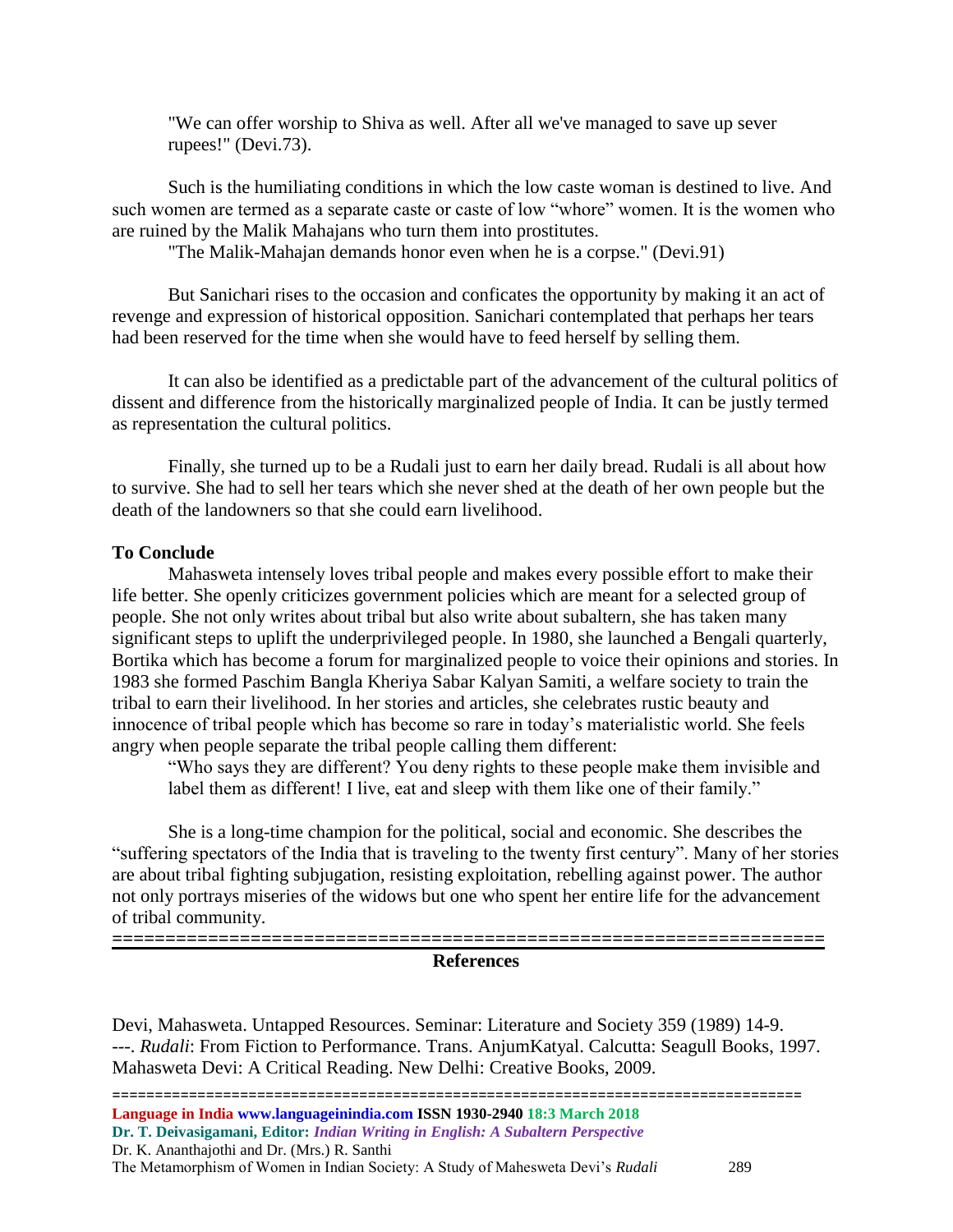"We can offer worship to Shiva as well. After all we've managed to save up sever rupees!" (Devi.73).

Such is the humiliating conditions in which the low caste woman is destined to live. And such women are termed as a separate caste or caste of low "whore" women. It is the women who are ruined by the Malik Mahajans who turn them into prostitutes.

"The Malik-Mahajan demands honor even when he is a corpse." (Devi.91)

But Sanichari rises to the occasion and conficates the opportunity by making it an act of revenge and expression of historical opposition. Sanichari contemplated that perhaps her tears had been reserved for the time when she would have to feed herself by selling them.

It can also be identified as a predictable part of the advancement of the cultural politics of dissent and difference from the historically marginalized people of India. It can be justly termed as representation the cultural politics.

Finally, she turned up to be a Rudali just to earn her daily bread. Rudali is all about how to survive. She had to sell her tears which she never shed at the death of her own people but the death of the landowners so that she could earn livelihood.

**To Conclude**

Mahasweta intensely loves tribal people and makes every possible effort to make their life better. She openly criticizes government policies which are meant for a selected group of people. She not only writes about tribal but also write about subaltern, she has taken many significant steps to uplift the underprivileged people. In 1980, she launched a Bengali quarterly, Bortika which has become a forum for marginalized people to voice their opinions and stories. In 1983 she formed Paschim Bangla Kheriya Sabar Kalyan Samiti, a welfare society to train the tribal to earn their livelihood. In her stories and articles, she celebrates rustic beauty and innocence of tribal people which has become so rare in today's materialistic world. She feels angry when people separate the tribal people calling them different:

"Who says they are different? You deny rights to these people make them invisible and label them as different! I live, eat and sleep with them like one of their family."

She is a long-time champion for the political, social and economic. She describes the "suffering spectators of the India that is traveling to the twenty first century". Many of her stories are about tribal fighting subjugation, resisting exploitation, rebelling against power. The author not only portrays miseries of the widows but one who spent her entire life for the advancement of tribal community.

---

**References**

Devi, Mahasweta. Untapped Resources. Seminar: Literature and Society 359 (1989) 14-9.
---. *Rudali*: From Fiction to Performance. Trans. AnjumKatyal. Calcutta: Seagull Books, 1997.
Mahasweta Devi: A Critical Reading. New Delhi: Creative Books, 2009.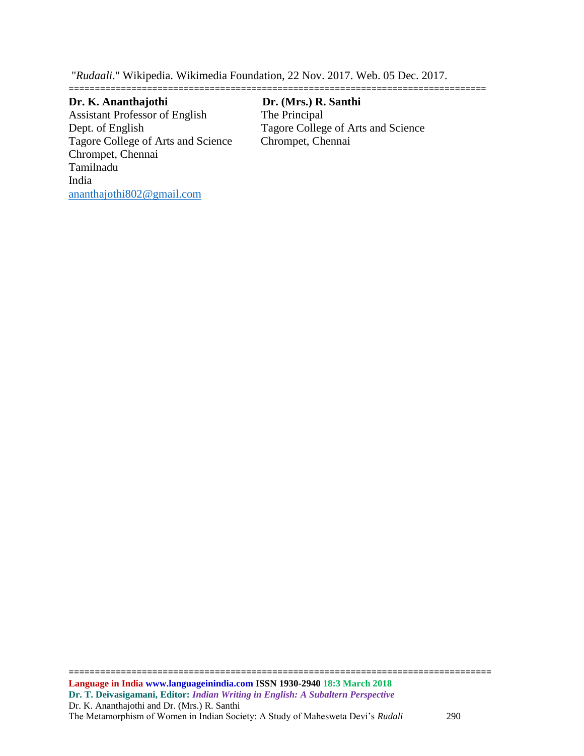"*Rudaali*." Wikipedia. Wikimedia Foundation, 22 Nov. 2017. Web. 05 Dec. 2017.

================================================================================

**Dr. K. Ananthajothi**
Assistant Professor of English
Dept. of English
Tagore College of Arts and Science
Chrompet, Chennai
Tamilnadu
India
ananthajothi802@gmail.com

**Dr. (Mrs.) R. Santhi**
The Principal
Tagore College of Arts and Science
Chrompet, Chennai